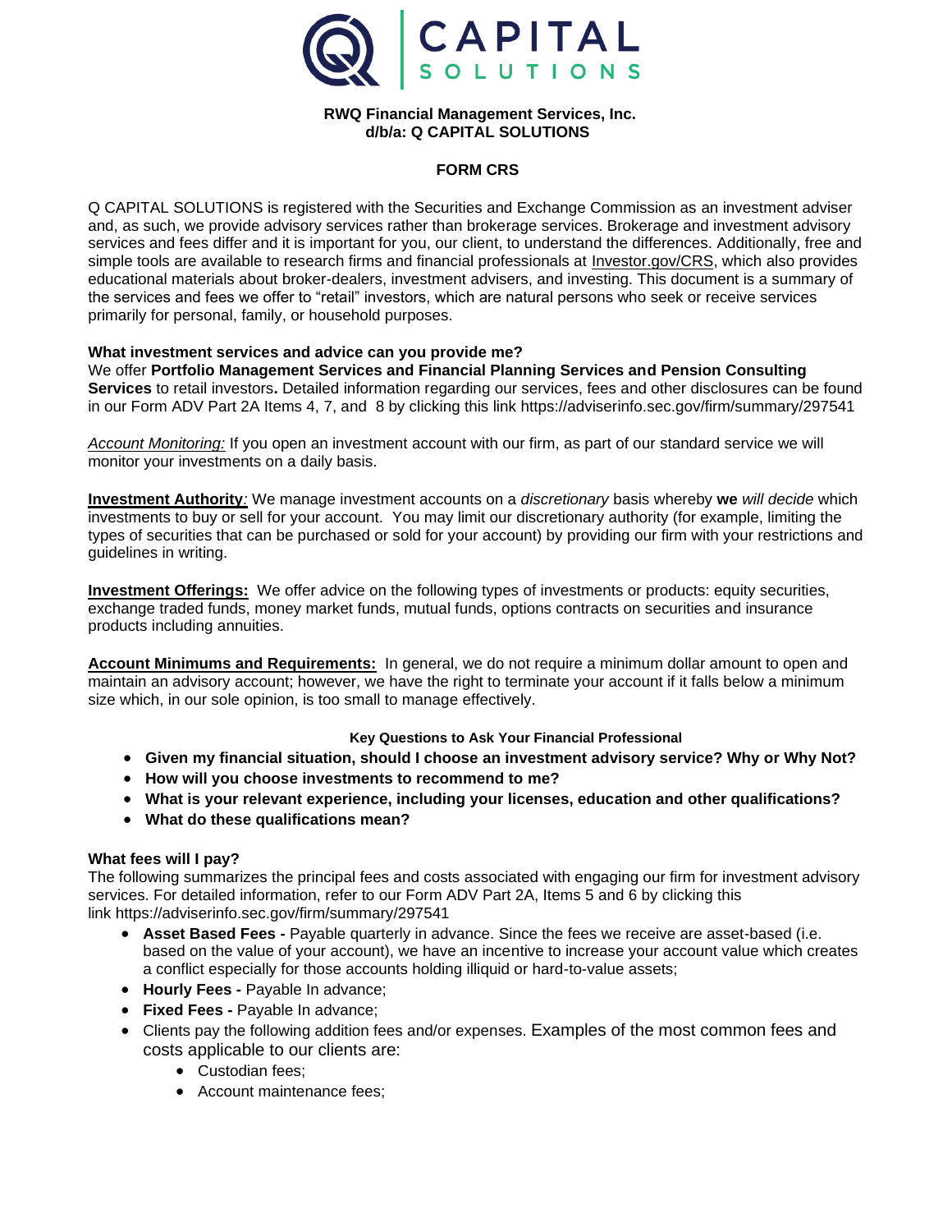**RWQ Financial Management Services, Inc.**
**d/b/a: Q CAPITAL SOLUTIONS**

# FORM CRS

Q CAPITAL SOLUTIONS is registered with the Securities and Exchange Commission as an investment adviser and, as such, we provide advisory services rather than brokerage services. Brokerage and investment advisory services and fees differ and it is important for you, our client, to understand the differences. Additionally, free and simple tools are available to research firms and financial professionals at Investor.gov/CRS, which also provides educational materials about broker-dealers, investment advisers, and investing. This document is a summary of the services and fees we offer to "retail" investors, which are natural persons who seek or receive services primarily for personal, family, or household purposes.

**What investment services and advice can you provide me?**

We offer **Portfolio Management Services and Financial Planning Services and Pension Consulting Services** to retail investors**.** Detailed information regarding our services, fees and other disclosures can be found in our Form ADV Part 2A Items 4, 7, and 8 by clicking this link https://adviserinfo.sec.gov/firm/summary/297541

*Account Monitoring:* If you open an investment account with our firm, as part of our standard service we will monitor your investments on a daily basis.

**Investment Authority***:* We manage investment accounts on a *discretionary* basis whereby **we** *will decide* which investments to buy or sell for your account. You may limit our discretionary authority (for example, limiting the types of securities that can be purchased or sold for your account) by providing our firm with your restrictions and guidelines in writing.

**Investment Offerings:** We offer advice on the following types of investments or products: equity securities, exchange traded funds, money market funds, mutual funds, options contracts on securities and insurance products including annuities.

**Account Minimums and Requirements:** In general, we do not require a minimum dollar amount to open and maintain an advisory account; however, we have the right to terminate your account if it falls below a minimum size which, in our sole opinion, is too small to manage effectively.

**Key Questions to Ask Your Financial Professional**

- **Given my financial situation, should I choose an investment advisory service? Why or Why Not?**
- **How will you choose investments to recommend to me?**
- **What is your relevant experience, including your licenses, education and other qualifications?**
- **What do these qualifications mean?**

**What fees will I pay?**

The following summarizes the principal fees and costs associated with engaging our firm for investment advisory services. For detailed information, refer to our Form ADV Part 2A, Items 5 and 6 by clicking this link https://adviserinfo.sec.gov/firm/summary/297541

- **Asset Based Fees -** Payable quarterly in advance. Since the fees we receive are asset-based (i.e. based on the value of your account), we have an incentive to increase your account value which creates a conflict especially for those accounts holding illiquid or hard-to-value assets;
- **Hourly Fees -** Payable In advance;
- **Fixed Fees -** Payable In advance;
- Clients pay the following addition fees and/or expenses. Examples of the most common fees and costs applicable to our clients are:
  - Custodian fees;
  - Account maintenance fees;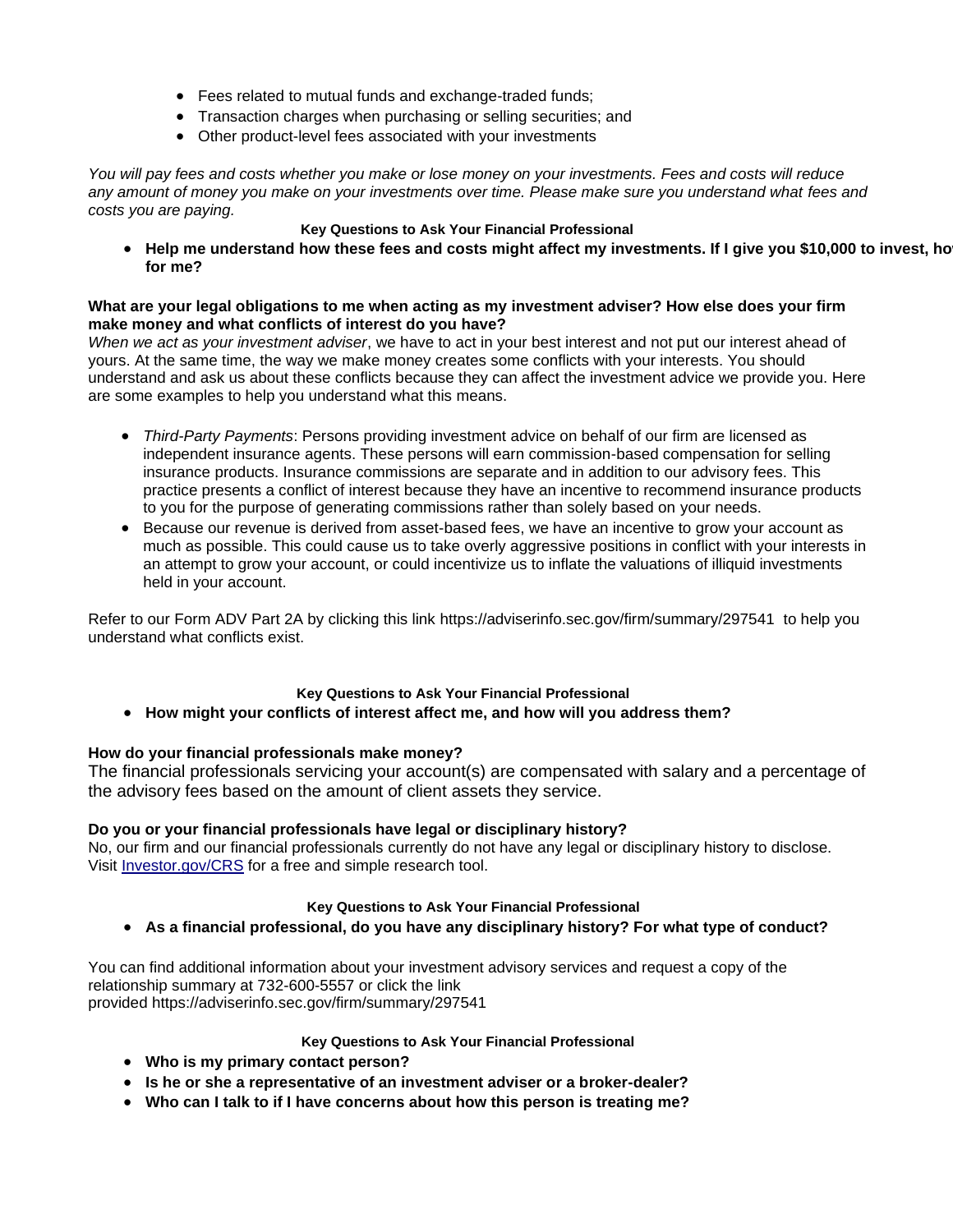- Fees related to mutual funds and exchange-traded funds;
- Transaction charges when purchasing or selling securities; and
- Other product-level fees associated with your investments

*You will pay fees and costs whether you make or lose money on your investments. Fees and costs will reduce any amount of money you make on your investments over time. Please make sure you understand what fees and costs you are paying.*

**Key Questions to Ask Your Financial Professional**

- **Help me understand how these fees and costs might affect my investments. If I give you $10,000 to invest, ho for me?**

**What are your legal obligations to me when acting as my investment adviser? How else does your firm make money and what conflicts of interest do you have?**

*When we act as your investment adviser*, we have to act in your best interest and not put our interest ahead of yours. At the same time, the way we make money creates some conflicts with your interests. You should understand and ask us about these conflicts because they can affect the investment advice we provide you. Here are some examples to help you understand what this means.

- *Third-Party Payments*: Persons providing investment advice on behalf of our firm are licensed as independent insurance agents. These persons will earn commission-based compensation for selling insurance products. Insurance commissions are separate and in addition to our advisory fees. This practice presents a conflict of interest because they have an incentive to recommend insurance products to you for the purpose of generating commissions rather than solely based on your needs.
- Because our revenue is derived from asset-based fees, we have an incentive to grow your account as much as possible. This could cause us to take overly aggressive positions in conflict with your interests in an attempt to grow your account, or could incentivize us to inflate the valuations of illiquid investments held in your account.

Refer to our Form ADV Part 2A by clicking this link https://adviserinfo.sec.gov/firm/summary/297541 to help you understand what conflicts exist.

**Key Questions to Ask Your Financial Professional**

- **How might your conflicts of interest affect me, and how will you address them?**

**How do your financial professionals make money?**

The financial professionals servicing your account(s) are compensated with salary and a percentage of the advisory fees based on the amount of client assets they service.

**Do you or your financial professionals have legal or disciplinary history?**

No, our firm and our financial professionals currently do not have any legal or disciplinary history to disclose. Visit [Investor.gov/CRS](Investor.gov/CRS) for a free and simple research tool.

**Key Questions to Ask Your Financial Professional**

- **As a financial professional, do you have any disciplinary history? For what type of conduct?**

You can find additional information about your investment advisory services and request a copy of the relationship summary at 732-600-5557 or click the link provided https://adviserinfo.sec.gov/firm/summary/297541

**Key Questions to Ask Your Financial Professional**

- **Who is my primary contact person?**
- **Is he or she a representative of an investment adviser or a broker-dealer?**
- **Who can I talk to if I have concerns about how this person is treating me?**